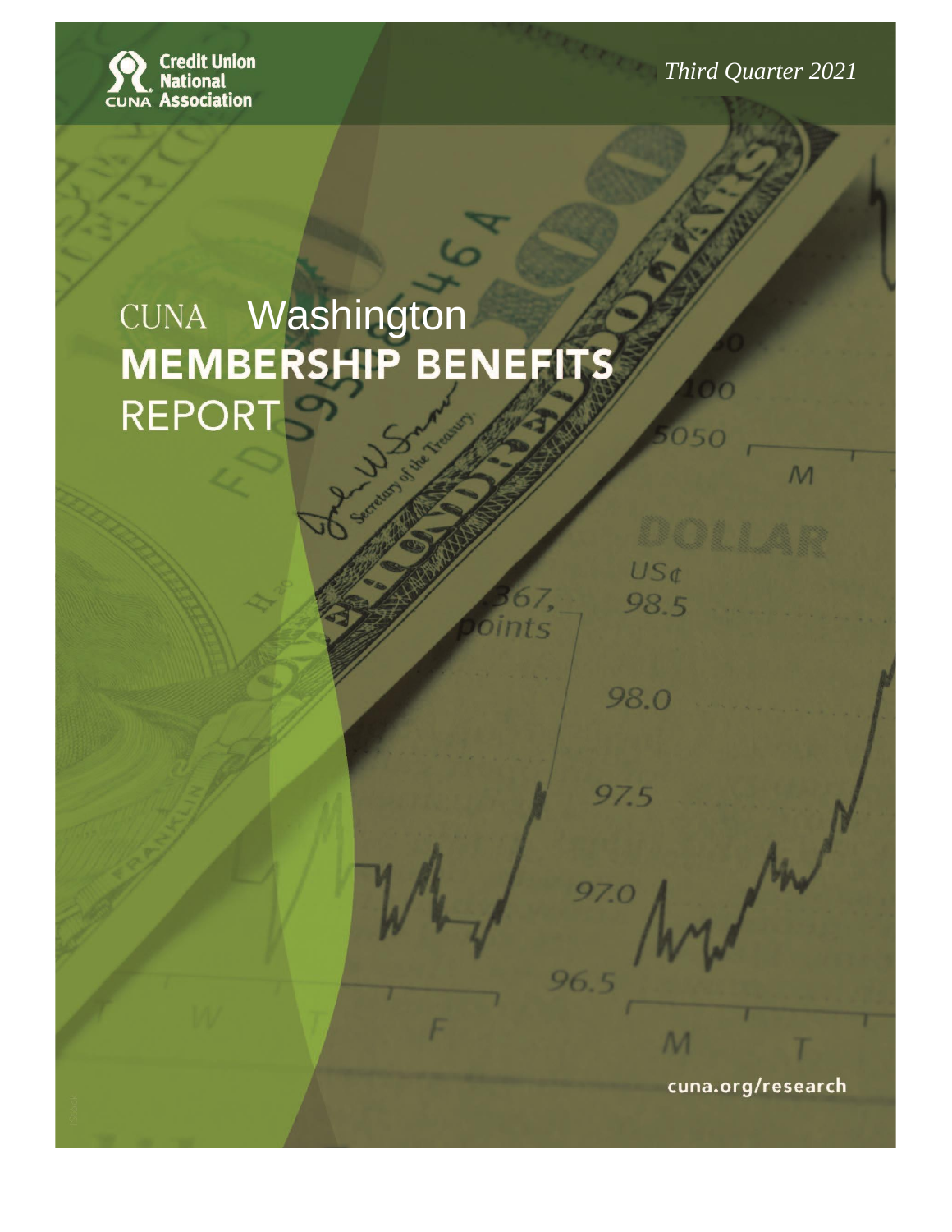Credit Union National Association

*Third Quarter 2021*

# CUNA Washington
# MEMBERSHIP BENEFITS REPORT

cuna.org/research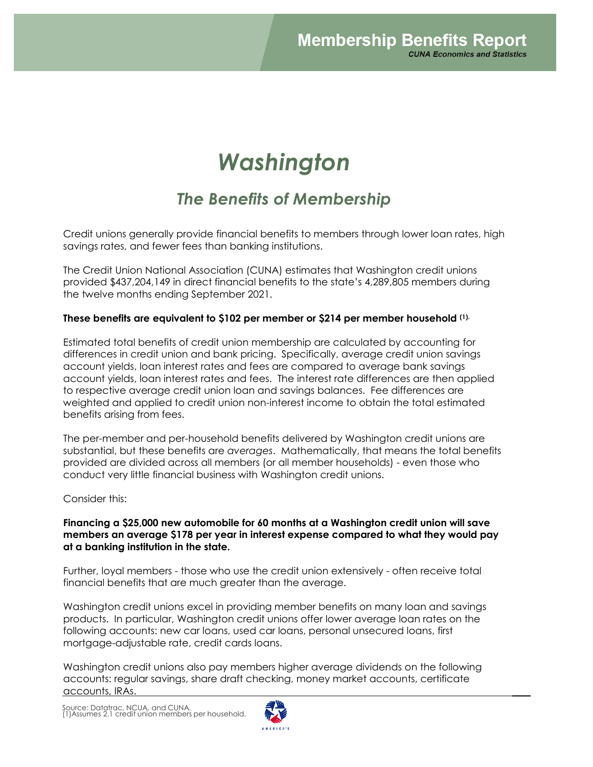# Membership Benefits Report

*CUNA Economics and Statistics*

# *Washington*

## *The Benefits of Membership*

Credit unions generally provide financial benefits to members through lower loan rates, high savings rates, and fewer fees than banking institutions.

The Credit Union National Association (CUNA) estimates that Washington credit unions provided $437,204,149 in direct financial benefits to the state's 4,289,805 members during the twelve months ending September 2021.

**These benefits are equivalent to $102 per member or $214 per member household (1).**

Estimated total benefits of credit union membership are calculated by accounting for differences in credit union and bank pricing. Specifically, average credit union savings account yields, loan interest rates and fees are compared to average bank savings account yields, loan interest rates and fees. The interest rate differences are then applied to respective average credit union loan and savings balances. Fee differences are weighted and applied to credit union non-interest income to obtain the total estimated benefits arising from fees.

The per-member and per-household benefits delivered by Washington credit unions are substantial, but these benefits are *averages*. Mathematically, that means the total benefits provided are divided across all members (or all member households) - even those who conduct very little financial business with Washington credit unions.

Consider this:

**Financing a $25,000 new automobile for 60 months at a Washington credit union will save members an average $178 per year in interest expense compared to what they would pay at a banking institution in the state.**

Further, loyal members - those who use the credit union extensively - often receive total financial benefits that are much greater than the average.

Washington credit unions excel in providing member benefits on many loan and savings products. In particular, Washington credit unions offer lower average loan rates on the following accounts: new car loans, used car loans, personal unsecured loans, first mortgage-adjustable rate, credit cards loans.

Washington credit unions also pay members higher average dividends on the following accounts: regular savings, share draft checking, money market accounts, certificate accounts, IRAs.

Source: Datatrac, NCUA, and CUNA.
(1)Assumes 2.1 credit union members per household.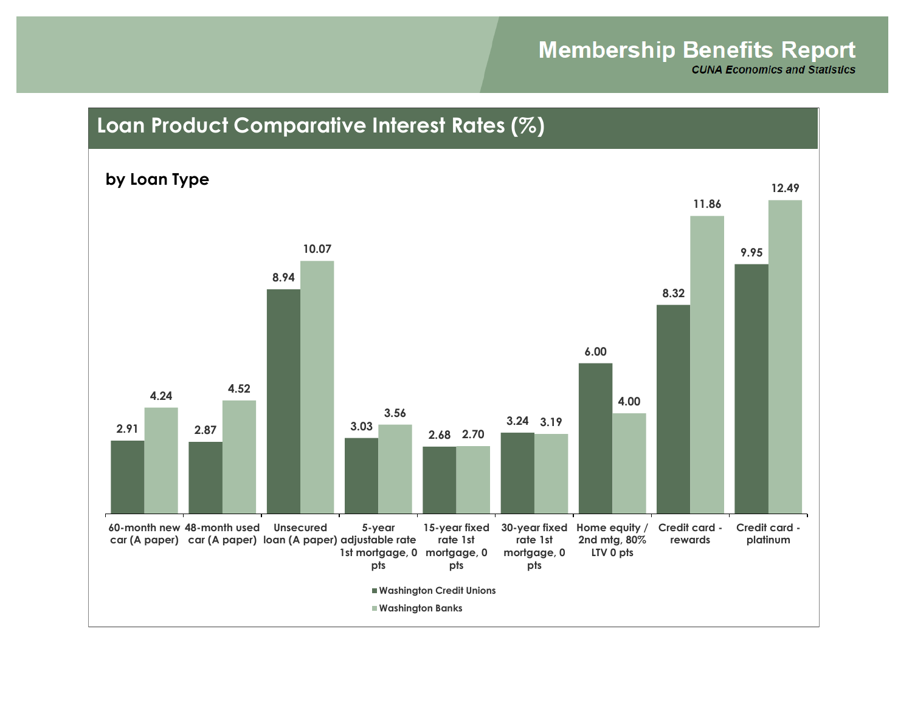## Loan Product Comparative Interest Rates (%)

### by Loan Type

| Loan Type | Washington Credit Unions | Washington Banks |
|---|---|---|
| 60-month new car (A paper) | 2.91 | 4.24 |
| 48-month used car (A paper) | 2.87 | 4.52 |
| Unsecured loan (A paper) | 8.94 | 10.07 |
| 5-year adjustable rate 1st mortgage, 0 pts | 3.03 | 3.56 |
| 15-year fixed rate 1st mortgage, 0 pts | 2.68 | 2.70 |
| 30-year fixed rate 1st mortgage, 0 pts | 3.24 | 3.19 |
| Home equity / 2nd mtg, 80% LTV 0 pts | 6.00 | 4.00 |
| Credit card - rewards | 8.32 | 11.86 |
| Credit card - platinum | 9.95 | 12.49 |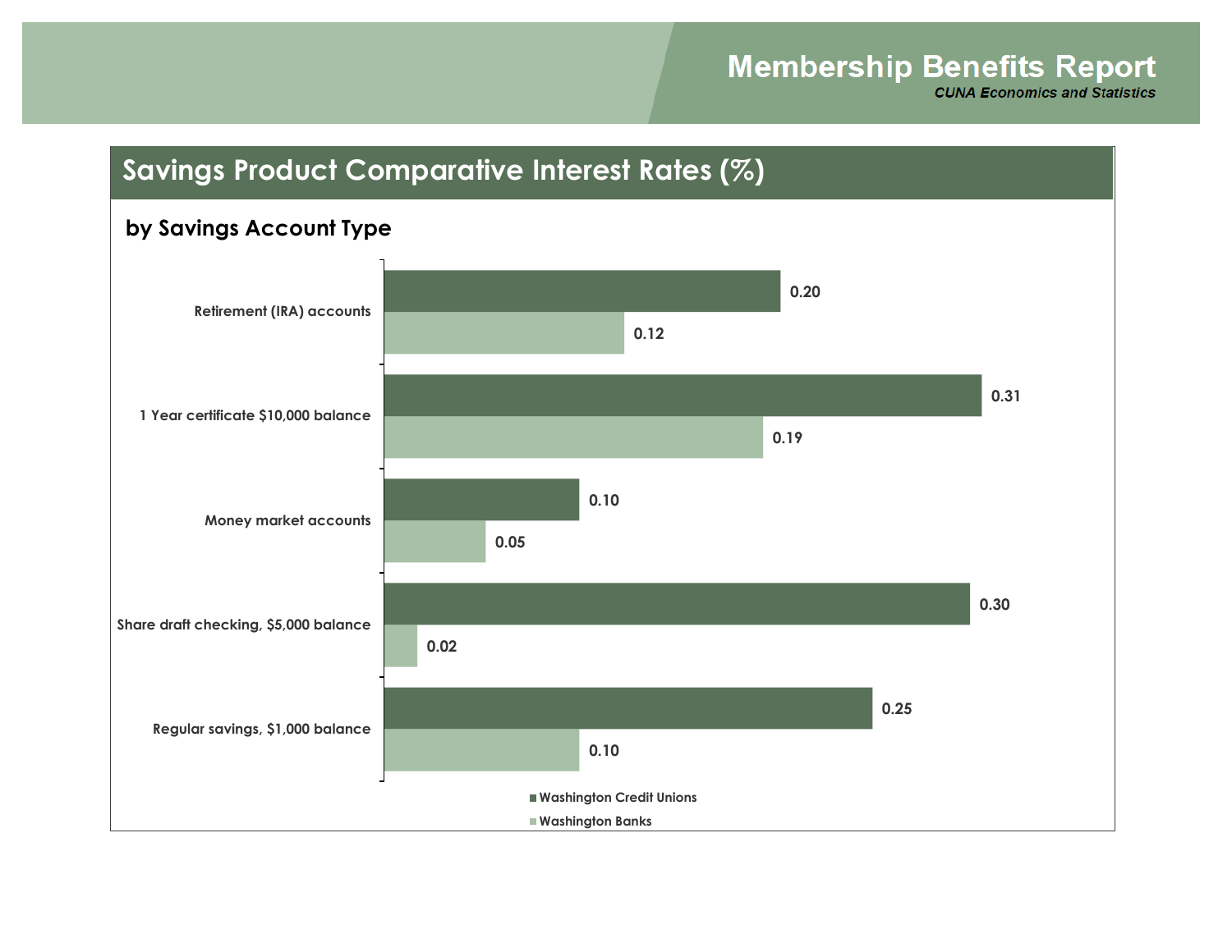## Savings Product Comparative Interest Rates (%)

### by Savings Account Type

| Account Type | Washington Credit Unions | Washington Banks |
|---|---|---|
| Retirement (IRA) accounts | 0.20 | 0.12 |
| 1 Year certificate $10,000 balance | 0.31 | 0.19 |
| Money market accounts | 0.10 | 0.05 |
| Share draft checking, $5,000 balance | 0.30 | 0.02 |
| Regular savings, $1,000 balance | 0.25 | 0.10 |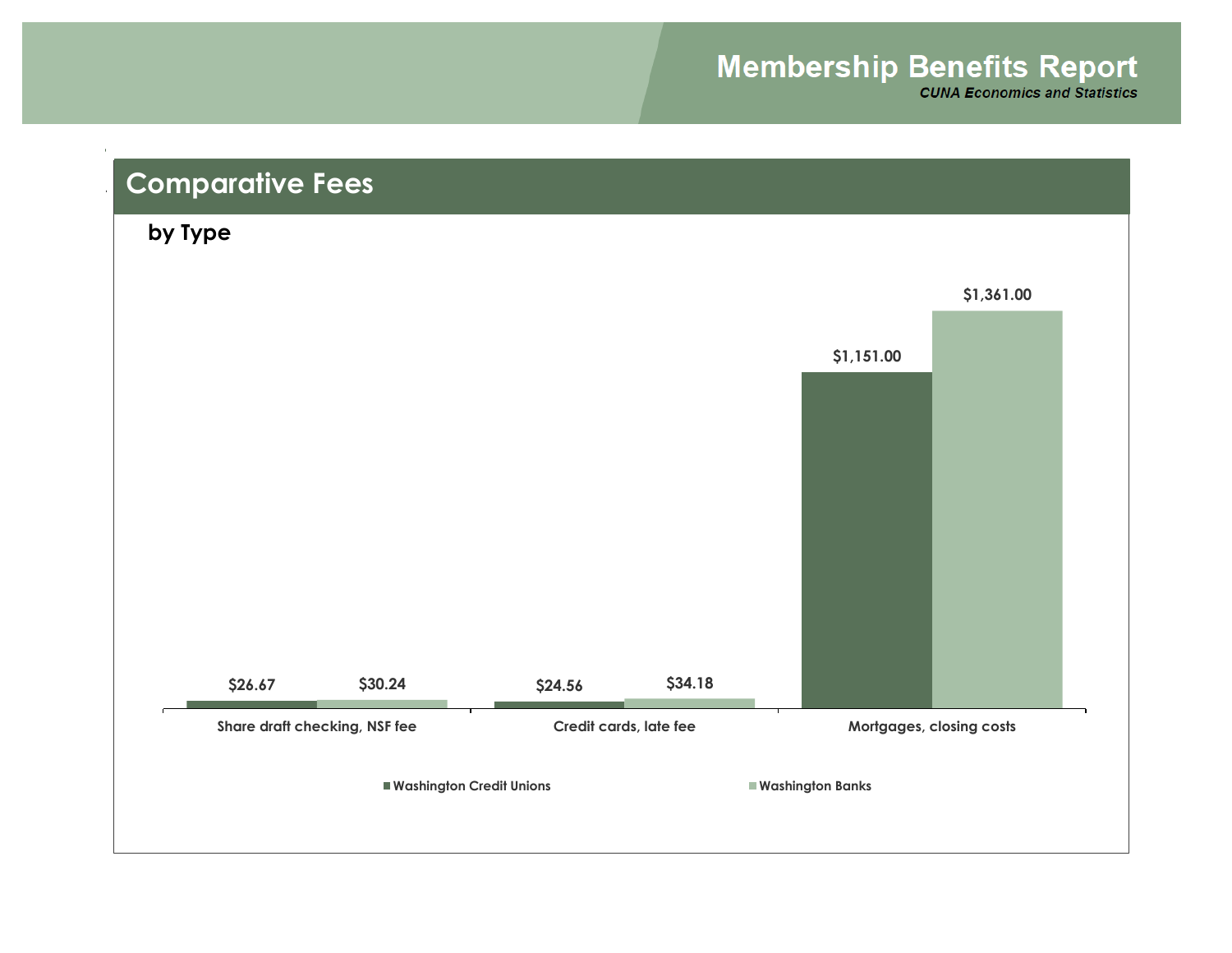## Comparative Fees

### by Type

| | Washington Credit Unions | Washington Banks |
|---|---|---|
| Share draft checking, NSF fee | $26.67 | $30.24 |
| Credit cards, late fee | $24.56 | $34.18 |
| Mortgages, closing costs | $1,151.00 | $1,361.00 |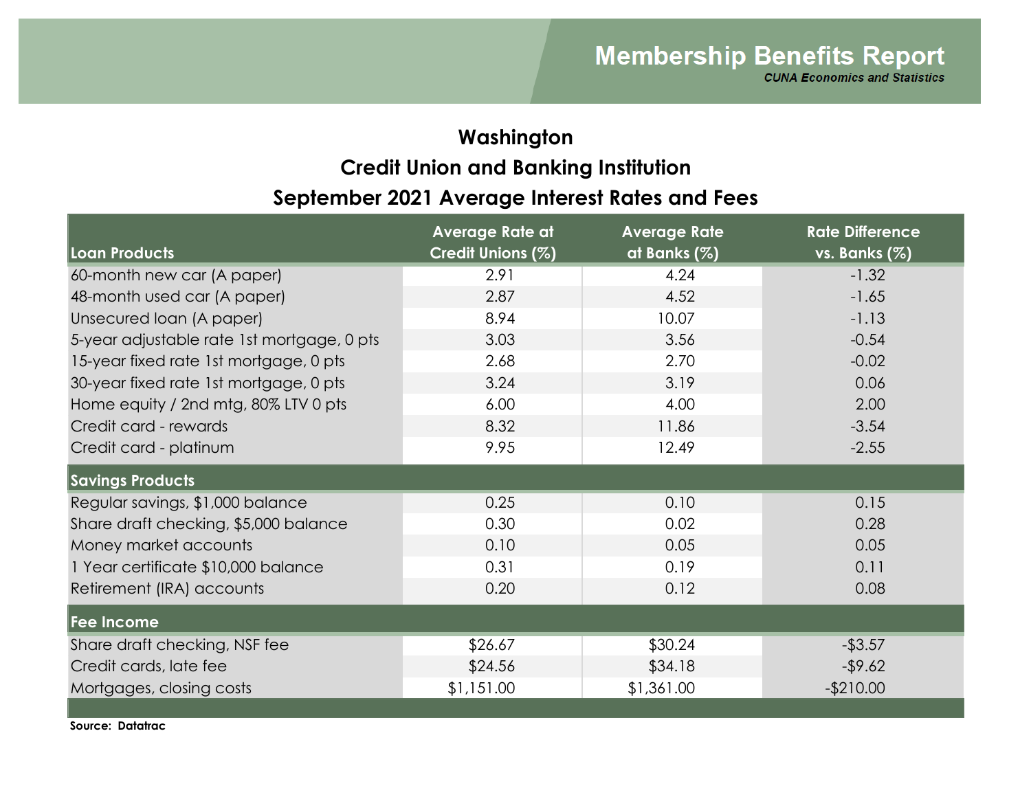# Membership Benefits Report

*CUNA Economics and Statistics*

## Washington

## Credit Union and Banking Institution

## September 2021 Average Interest Rates and Fees

| Loan Products | Average Rate at Credit Unions (%) | Average Rate at Banks (%) | Rate Difference vs. Banks (%) |
|---|---|---|---|
| 60-month new car (A paper) | 2.91 | 4.24 | -1.32 |
| 48-month used car (A paper) | 2.87 | 4.52 | -1.65 |
| Unsecured loan (A paper) | 8.94 | 10.07 | -1.13 |
| 5-year adjustable rate 1st mortgage, 0 pts | 3.03 | 3.56 | -0.54 |
| 15-year fixed rate 1st mortgage, 0 pts | 2.68 | 2.70 | -0.02 |
| 30-year fixed rate 1st mortgage, 0 pts | 3.24 | 3.19 | 0.06 |
| Home equity / 2nd mtg, 80% LTV 0 pts | 6.00 | 4.00 | 2.00 |
| Credit card - rewards | 8.32 | 11.86 | -3.54 |
| Credit card - platinum | 9.95 | 12.49 | -2.55 |
| **Savings Products** | | | |
| Regular savings, $1,000 balance | 0.25 | 0.10 | 0.15 |
| Share draft checking, $5,000 balance | 0.30 | 0.02 | 0.28 |
| Money market accounts | 0.10 | 0.05 | 0.05 |
| 1 Year certificate $10,000 balance | 0.31 | 0.19 | 0.11 |
| Retirement (IRA) accounts | 0.20 | 0.12 | 0.08 |
| **Fee Income** | | | |
| Share draft checking, NSF fee | $26.67 | $30.24 | -$3.57 |
| Credit cards, late fee | $24.56 | $34.18 | -$9.62 |
| Mortgages, closing costs | $1,151.00 | $1,361.00 | -$210.00 |

**Source: Datatrac**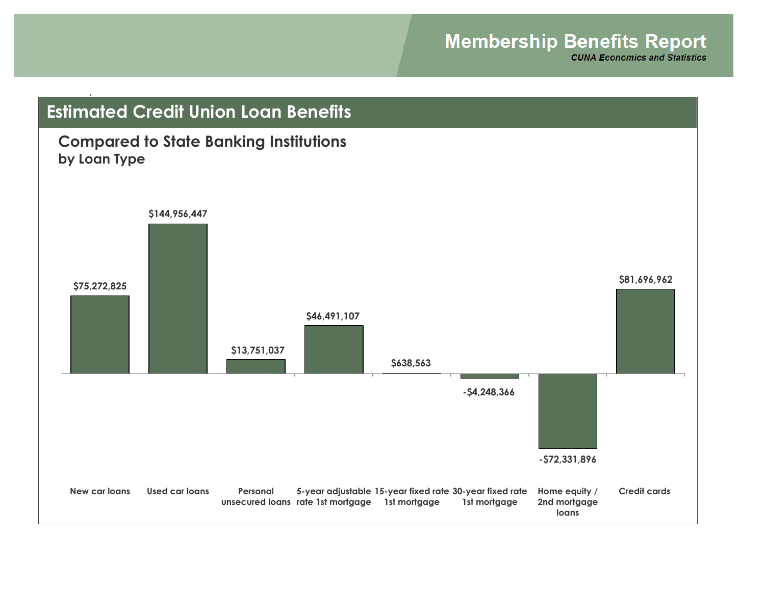# Membership Benefits Report

***CUNA Economics and Statistics***

## Estimated Credit Union Loan Benefits

### Compared to State Banking Institutions
**by Loan Type**

| Loan Type | Estimated Benefit |
|---|---|
| New car loans | $75,272,825 |
| Used car loans | $144,956,447 |
| Personal unsecured loans | $13,751,037 |
| 5-year adjustable rate 1st mortgage | $46,491,107 |
| 15-year fixed rate 1st mortgage | $638,563 |
| 30-year fixed rate 1st mortgage | -$4,248,366 |
| Home equity / 2nd mortgage loans | -$72,331,896 |
| Credit cards | $81,696,962 |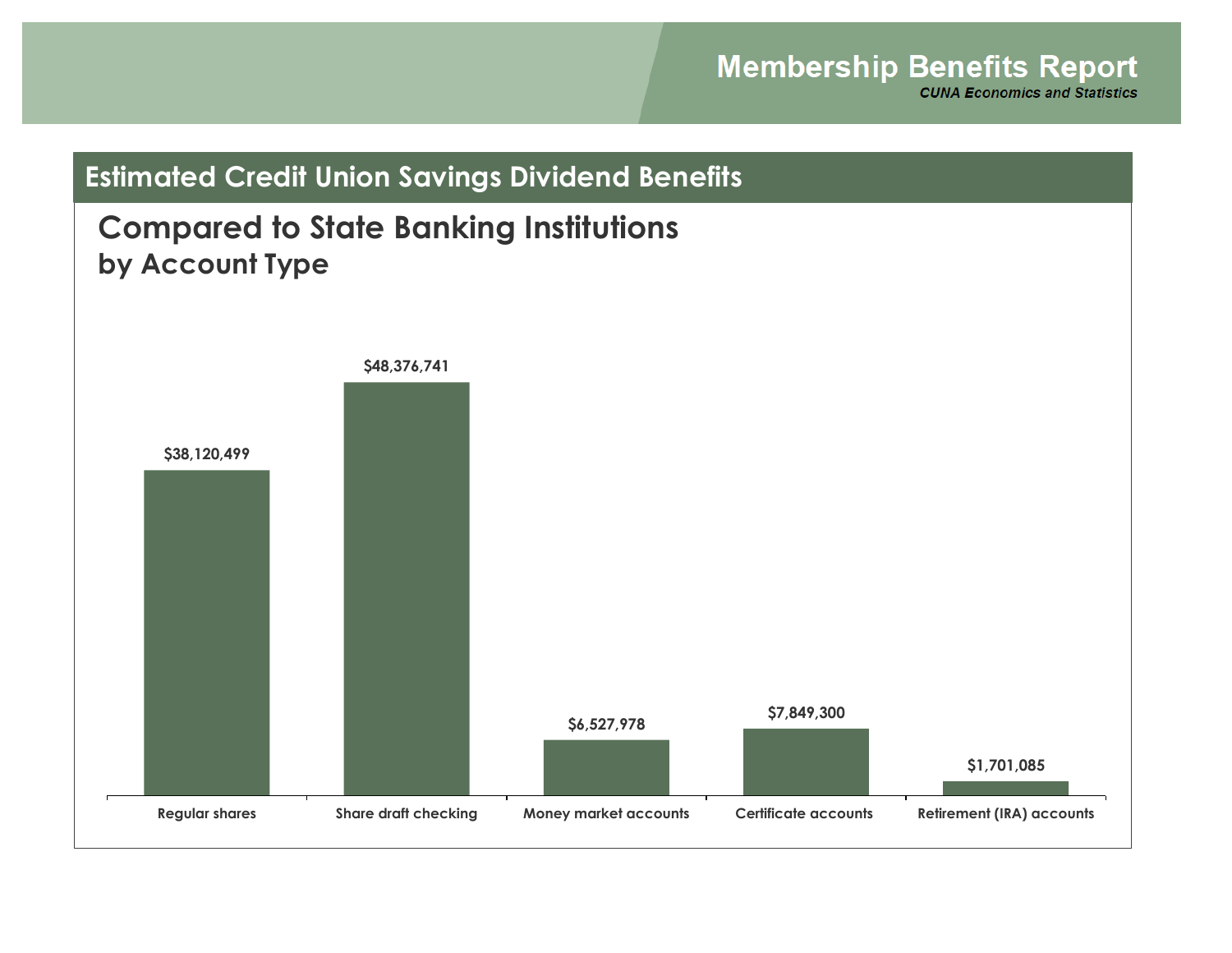## Estimated Credit Union Savings Dividend Benefits

### Compared to State Banking Institutions
#### by Account Type

| Account Type | Estimated Benefit |
|---|---|
| Regular shares | $38,120,499 |
| Share draft checking | $48,376,741 |
| Money market accounts | $6,527,978 |
| Certificate accounts | $7,849,300 |
| Retirement (IRA) accounts | $1,701,085 |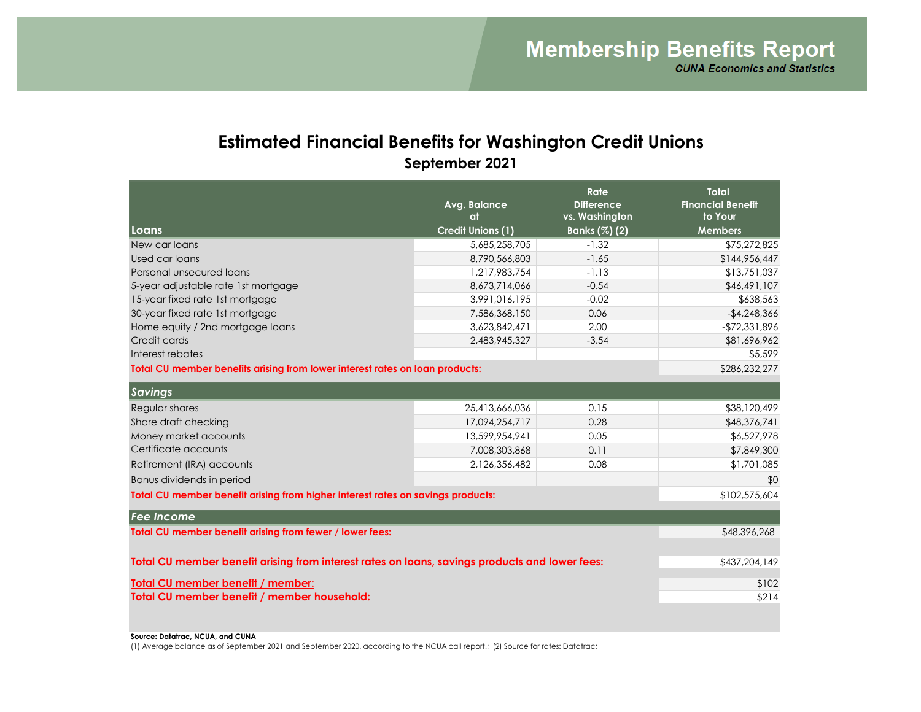# Membership Benefits Report

***CUNA Economics and Statistics***

## Estimated Financial Benefits for Washington Credit Unions

### September 2021

| Loans | Avg. Balance at Credit Unions (1) | Rate Difference vs. Washington Banks (%) (2) | Total Financial Benefit to Your Members |
|---|---|---|---|
| New car loans | 5,685,258,705 | -1.32 | $75,272,825 |
| Used car loans | 8,790,566,803 | -1.65 | $144,956,447 |
| Personal unsecured loans | 1,217,983,754 | -1.13 | $13,751,037 |
| 5-year adjustable rate 1st mortgage | 8,673,714,066 | -0.54 | $46,491,107 |
| 15-year fixed rate 1st mortgage | 3,991,016,195 | -0.02 | $638,563 |
| 30-year fixed rate 1st mortgage | 7,586,368,150 | 0.06 | -$4,248,366 |
| Home equity / 2nd mortgage loans | 3,623,842,471 | 2.00 | -$72,331,896 |
| Credit cards | 2,483,945,327 | -3.54 | $81,696,962 |
| Interest rebates | | | $5,599 |
| **Total CU member benefits arising from lower interest rates on loan products:** | | | $286,232,277 |
| ***Savings*** | | | |
| Regular shares | 25,413,666,036 | 0.15 | $38,120,499 |
| Share draft checking | 17,094,254,717 | 0.28 | $48,376,741 |
| Money market accounts | 13,599,954,941 | 0.05 | $6,527,978 |
| Certificate accounts | 7,008,303,868 | 0.11 | $7,849,300 |
| Retirement (IRA) accounts | 2,126,356,482 | 0.08 | $1,701,085 |
| Bonus dividends in period | | | $0 |
| **Total CU member benefit arising from higher interest rates on savings products:** | | | $102,575,604 |
| ***Fee Income*** | | | |
| **Total CU member benefit arising from fewer / lower fees:** | | | $48,396,268 |
| **Total CU member benefit arising from interest rates on loans, savings products and lower fees:** | | | $437,204,149 |
| **Total CU member benefit / member:** | | | $102 |
| **Total CU member benefit / member household:** | | | $214 |

**Source: Datatrac, NCUA, and CUNA**

(1) Average balance as of September 2021 and September 2020, according to the NCUA call report.; (2) Source for rates: Datatrac;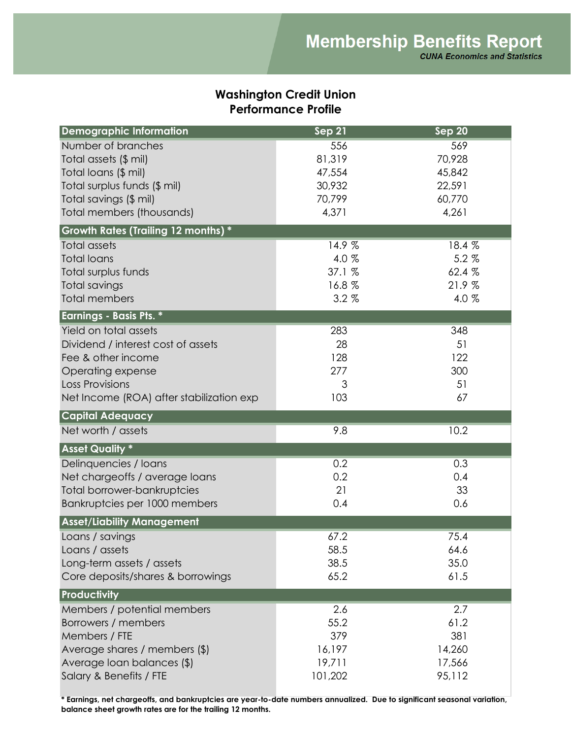# Membership Benefits Report

***CUNA Economics and Statistics***

## Washington Credit Union
## Performance Profile

| Demographic Information | Sep 21 | Sep 20 |
|---|---|---|
| Number of branches | 556 | 569 |
| Total assets ($ mil) | 81,319 | 70,928 |
| Total loans ($ mil) | 47,554 | 45,842 |
| Total surplus funds ($ mil) | 30,932 | 22,591 |
| Total savings ($ mil) | 70,799 | 60,770 |
| Total members (thousands) | 4,371 | 4,261 |
| **Growth Rates (Trailing 12 months) *** | | |
| Total assets | 14.9 % | 18.4 % |
| Total loans | 4.0 % | 5.2 % |
| Total surplus funds | 37.1 % | 62.4 % |
| Total savings | 16.8 % | 21.9 % |
| Total members | 3.2 % | 4.0 % |
| **Earnings - Basis Pts. *** | | |
| Yield on total assets | 283 | 348 |
| Dividend / interest cost of assets | 28 | 51 |
| Fee & other income | 128 | 122 |
| Operating expense | 277 | 300 |
| Loss Provisions | 3 | 51 |
| Net Income (ROA) after stabilization exp | 103 | 67 |
| **Capital Adequacy** | | |
| Net worth / assets | 9.8 | 10.2 |
| **Asset Quality *** | | |
| Delinquencies / loans | 0.2 | 0.3 |
| Net chargeoffs / average loans | 0.2 | 0.4 |
| Total borrower-bankruptcies | 21 | 33 |
| Bankruptcies per 1000 members | 0.4 | 0.6 |
| **Asset/Liability Management** | | |
| Loans / savings | 67.2 | 75.4 |
| Loans / assets | 58.5 | 64.6 |
| Long-term assets / assets | 38.5 | 35.0 |
| Core deposits/shares & borrowings | 65.2 | 61.5 |
| **Productivity** | | |
| Members / potential members | 2.6 | 2.7 |
| Borrowers / members | 55.2 | 61.2 |
| Members / FTE | 379 | 381 |
| Average shares / members ($) | 16,197 | 14,260 |
| Average loan balances ($) | 19,711 | 17,566 |
| Salary & Benefits / FTE | 101,202 | 95,112 |

**\* Earnings, net chargeoffs, and bankruptcies are year-to-date numbers annualized. Due to significant seasonal variation, balance sheet growth rates are for the trailing 12 months.**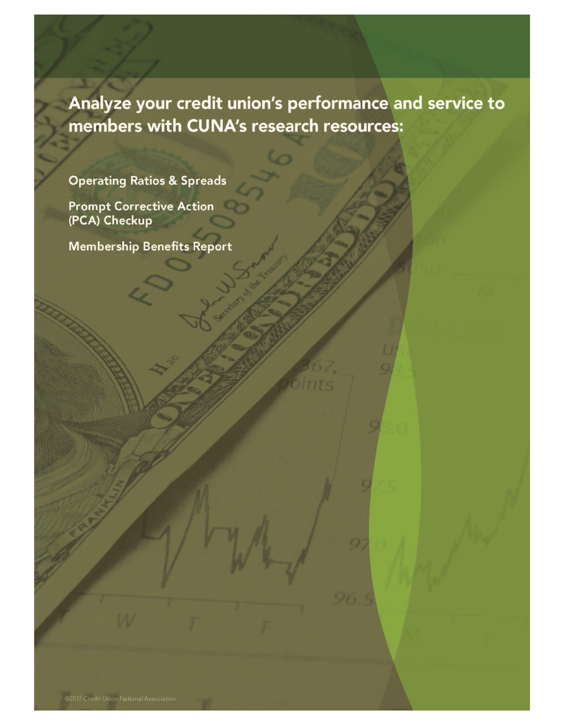## Analyze your credit union's performance and service to members with CUNA's research resources:

**Operating Ratios & Spreads**

**Prompt Corrective Action (PCA) Checkup**

**Membership Benefits Report**

©2017 Credit Union National Association